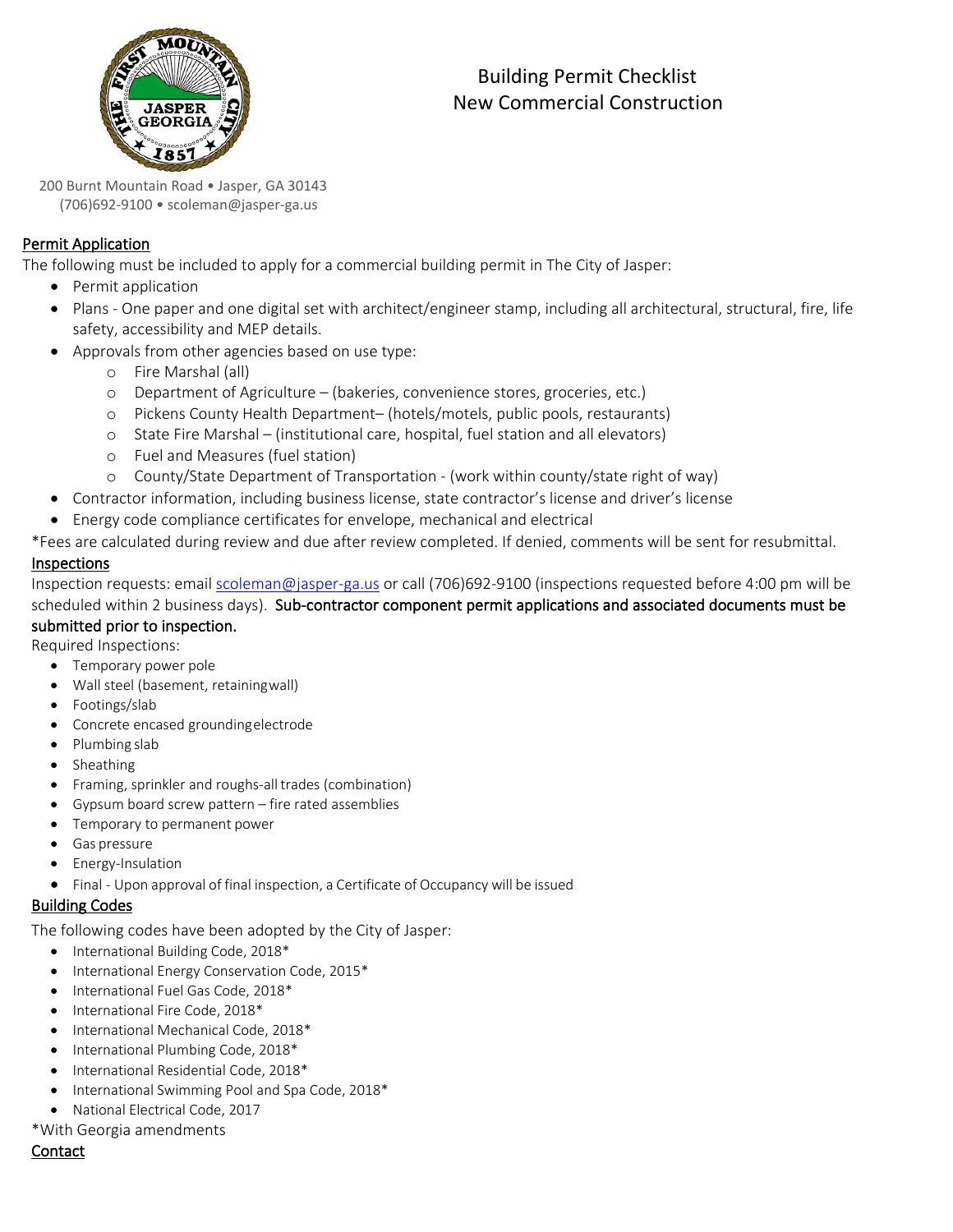# Building Permit Checklist
# New Commercial Construction

200 Burnt Mountain Road • Jasper, GA 30143
(706)692-9100 • scoleman@jasper-ga.us

## Permit Application

The following must be included to apply for a commercial building permit in The City of Jasper:

- Permit application
- Plans - One paper and one digital set with architect/engineer stamp, including all architectural, structural, fire, life safety, accessibility and MEP details.
- Approvals from other agencies based on use type:
  - Fire Marshal (all)
  - Department of Agriculture – (bakeries, convenience stores, groceries, etc.)
  - Pickens County Health Department– (hotels/motels, public pools, restaurants)
  - State Fire Marshal – (institutional care, hospital, fuel station and all elevators)
  - Fuel and Measures (fuel station)
  - County/State Department of Transportation - (work within county/state right of way)
- Contractor information, including business license, state contractor's license and driver's license
- Energy code compliance certificates for envelope, mechanical and electrical

*Fees are calculated during review and due after review completed. If denied, comments will be sent for resubmittal.

## Inspections

Inspection requests: email scoleman@jasper-ga.us or call (706)692-9100 (inspections requested before 4:00 pm will be scheduled within 2 business days). **Sub-contractor component permit applications and associated documents must be submitted prior to inspection.**

Required Inspections:

- Temporary power pole
- Wall steel (basement, retaining wall)
- Footings/slab
- Concrete encased grounding electrode
- Plumbing slab
- Sheathing
- Framing, sprinkler and roughs-all trades (combination)
- Gypsum board screw pattern – fire rated assemblies
- Temporary to permanent power
- Gas pressure
- Energy-Insulation
- Final - Upon approval of final inspection, a Certificate of Occupancy will be issued

## Building Codes

The following codes have been adopted by the City of Jasper:

- International Building Code, 2018*
- International Energy Conservation Code, 2015*
- International Fuel Gas Code, 2018*
- International Fire Code, 2018*
- International Mechanical Code, 2018*
- International Plumbing Code, 2018*
- International Residential Code, 2018*
- International Swimming Pool and Spa Code, 2018*
- National Electrical Code, 2017

*With Georgia amendments

## Contact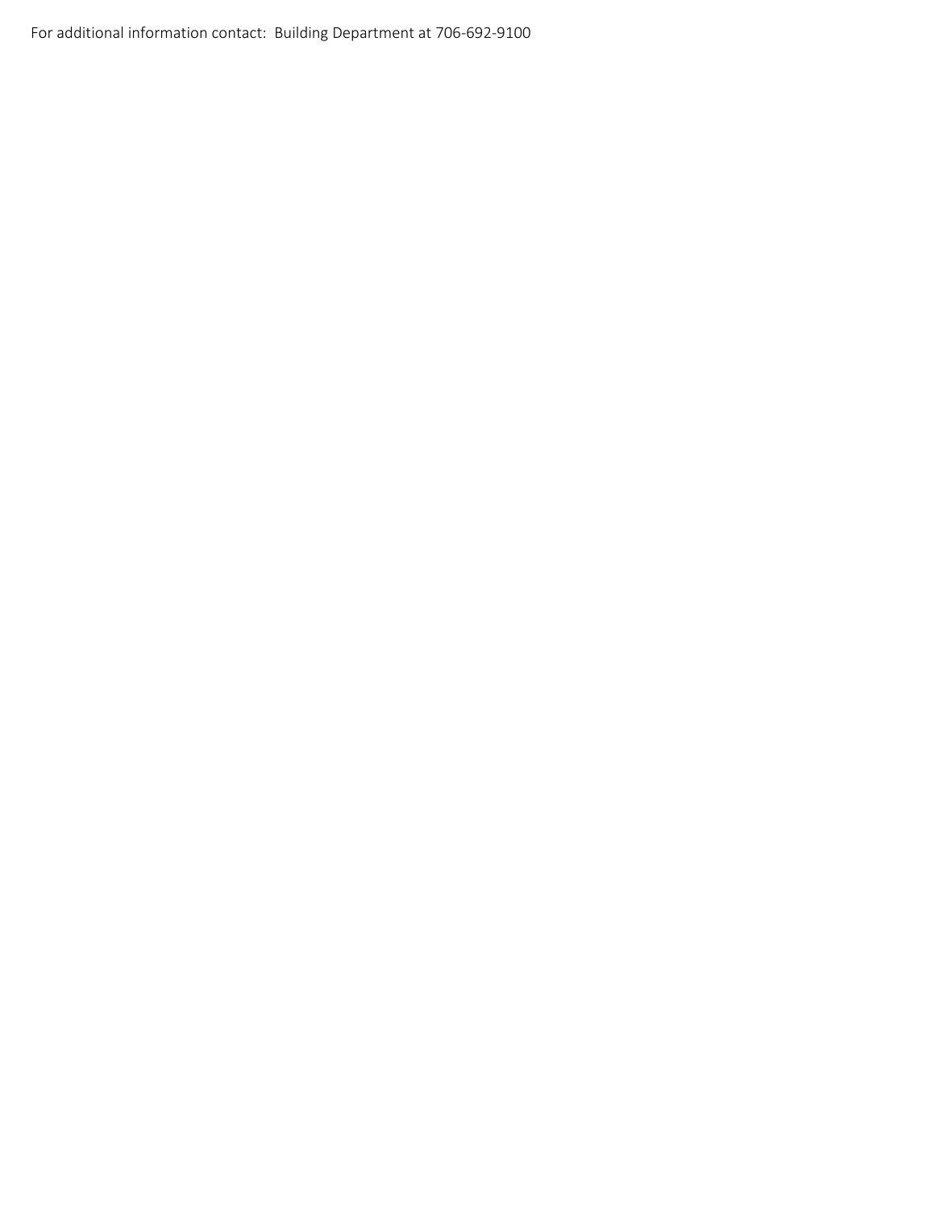For additional information contact: Building Department at 706-692-9100